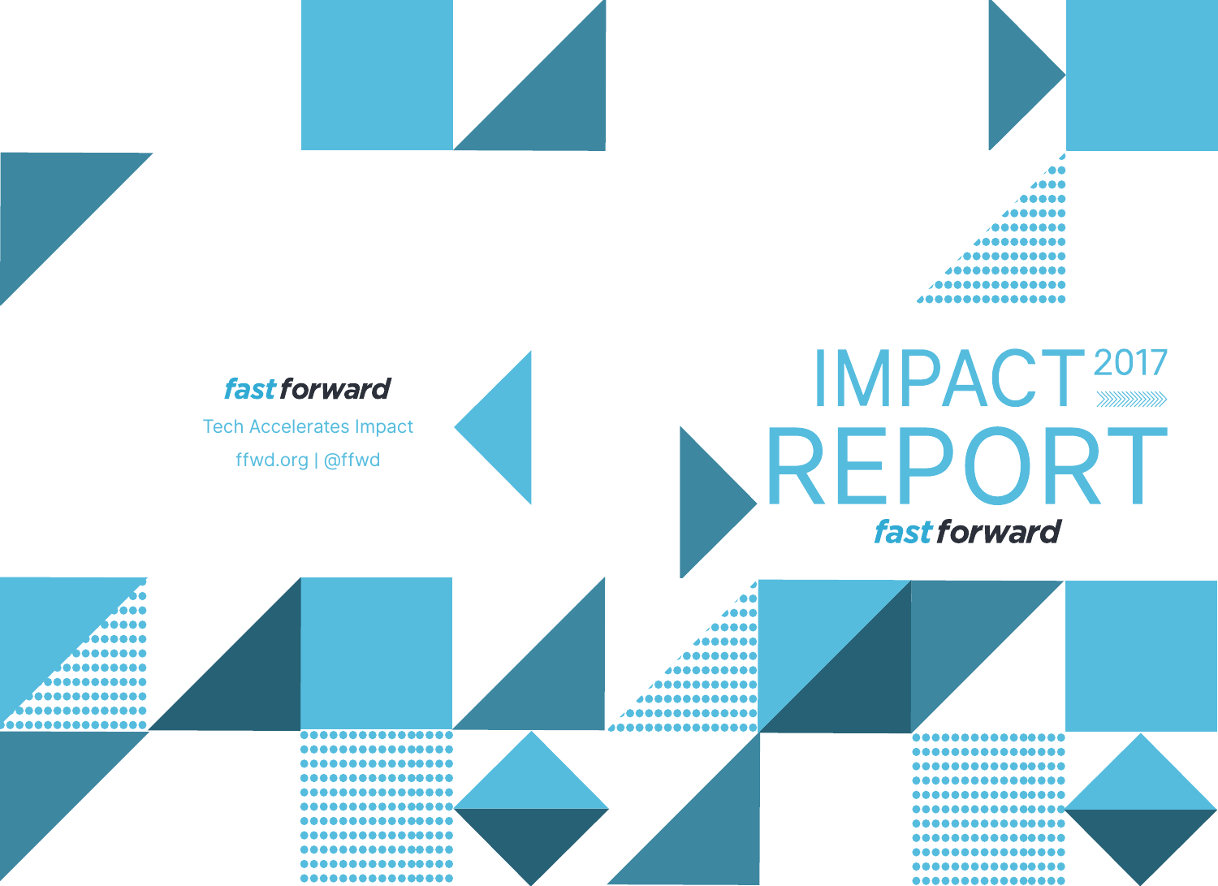**fast forward**

Tech Accelerates Impact

ffwd.org | @ffwd

# IMPACT REPORT 2017

**fast forward**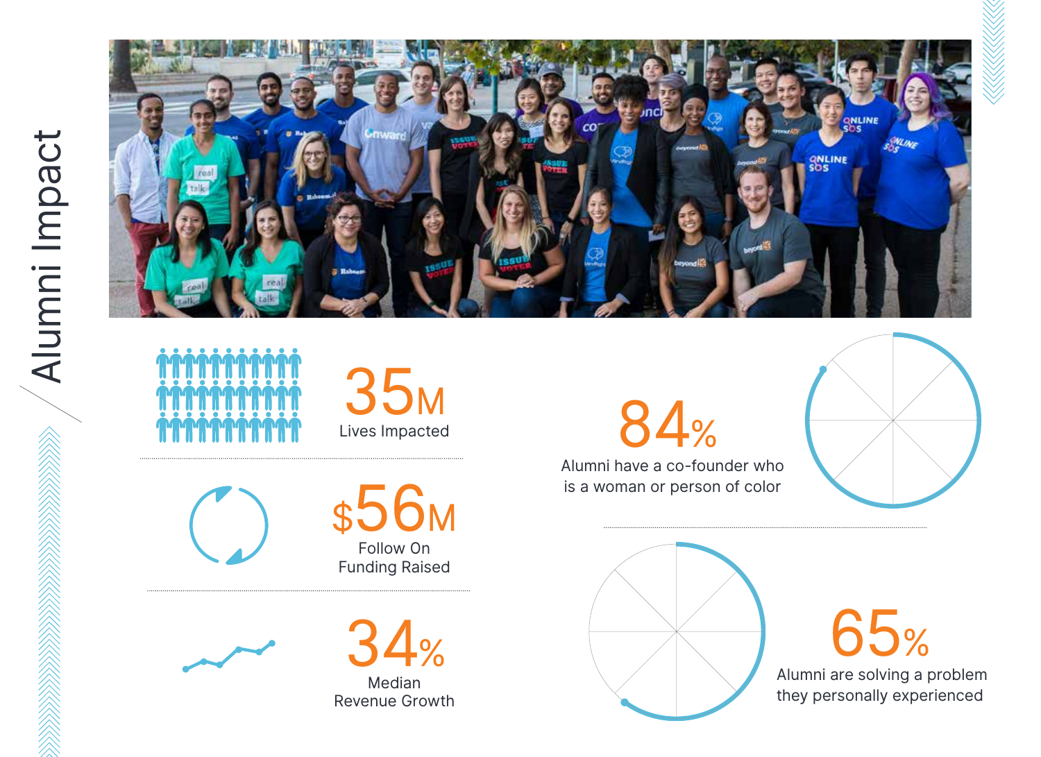# Alumni Impact

**35M**
Lives Impacted

**$56M**
Follow On Funding Raised

**34%**
Median Revenue Growth

**84%**
Alumni have a co-founder who is a woman or person of color

**65%**
Alumni are solving a problem they personally experienced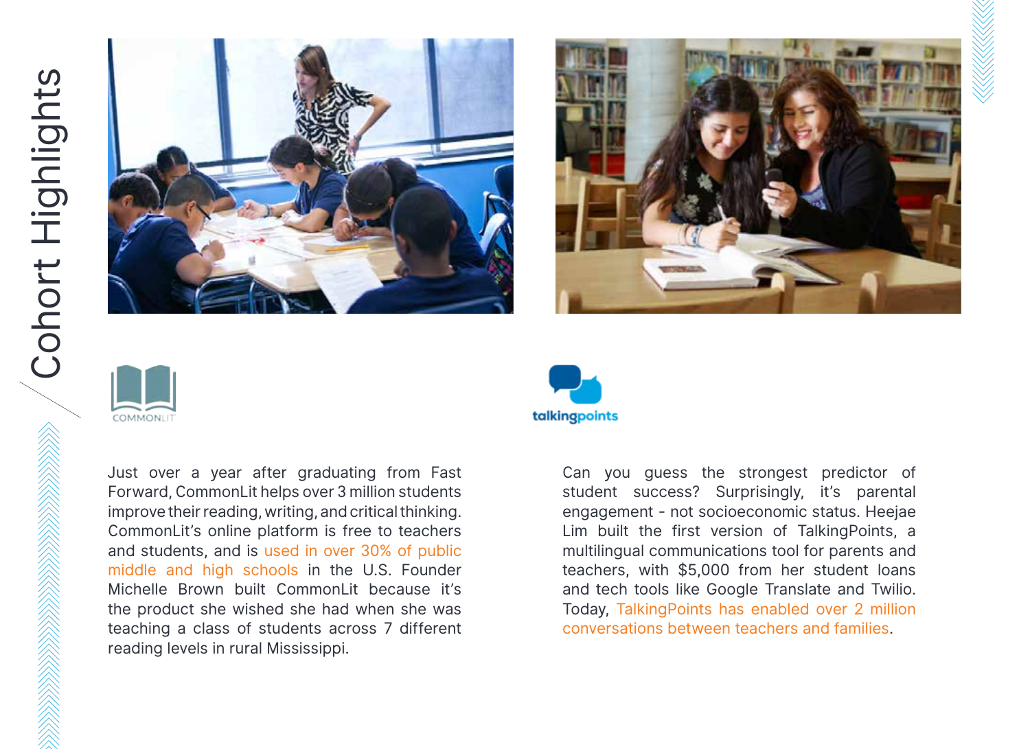# Cohort Highlights

COMMONLIT

Just over a year after graduating from Fast Forward, CommonLit helps over 3 million students improve their reading, writing, and critical thinking. CommonLit's online platform is free to teachers and students, and is used in over 30% of public middle and high schools in the U.S. Founder Michelle Brown built CommonLit because it's the product she wished she had when she was teaching a class of students across 7 different reading levels in rural Mississippi.

talkingpoints

Can you guess the strongest predictor of student success? Surprisingly, it's parental engagement - not socioeconomic status. Heejae Lim built the first version of TalkingPoints, a multilingual communications tool for parents and teachers, with $5,000 from her student loans and tech tools like Google Translate and Twilio. Today, TalkingPoints has enabled over 2 million conversations between teachers and families.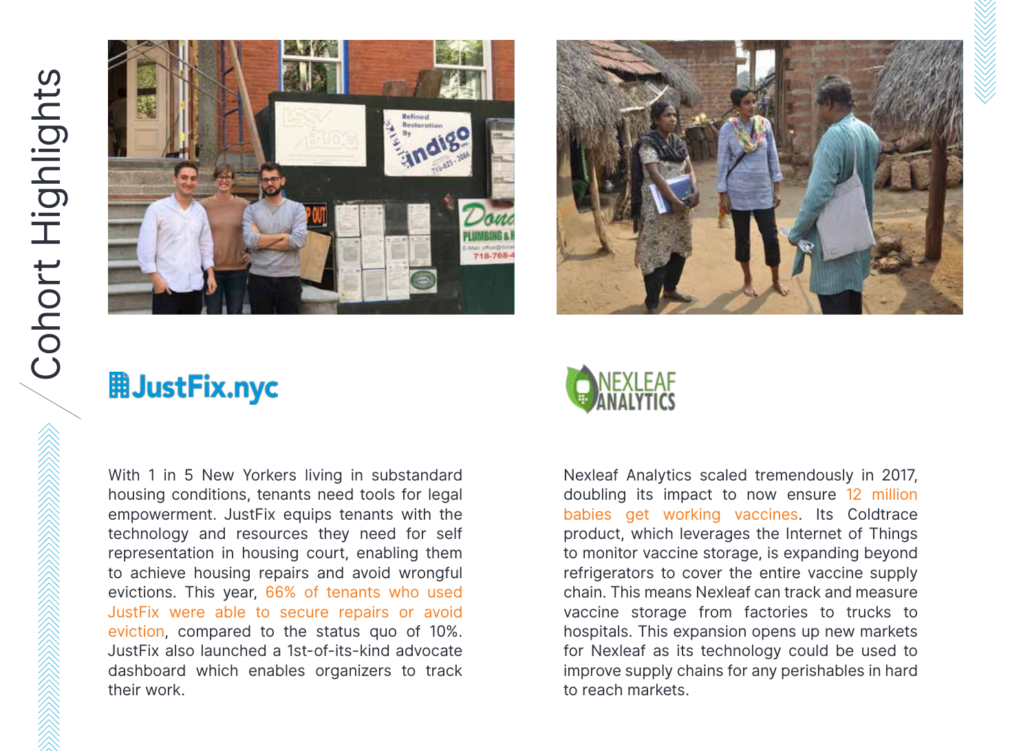# Cohort Highlights

## JustFix.nyc

With 1 in 5 New Yorkers living in substandard housing conditions, tenants need tools for legal empowerment. JustFix equips tenants with the technology and resources they need for self representation in housing court, enabling them to achieve housing repairs and avoid wrongful evictions. This year, 66% of tenants who used JustFix were able to secure repairs or avoid eviction, compared to the status quo of 10%. JustFix also launched a 1st-of-its-kind advocate dashboard which enables organizers to track their work.

## Nexleaf Analytics

Nexleaf Analytics scaled tremendously in 2017, doubling its impact to now ensure 12 million babies get working vaccines. Its Coldtrace product, which leverages the Internet of Things to monitor vaccine storage, is expanding beyond refrigerators to cover the entire vaccine supply chain. This means Nexleaf can track and measure vaccine storage from factories to trucks to hospitals. This expansion opens up new markets for Nexleaf as its technology could be used to improve supply chains for any perishables in hard to reach markets.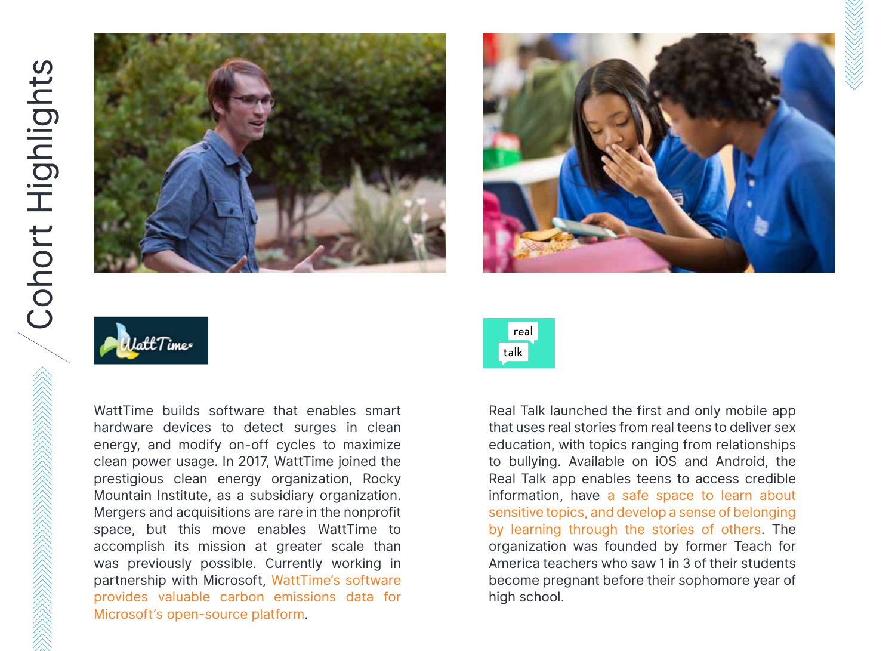# Cohort Highlights

WattTime

WattTime builds software that enables smart hardware devices to detect surges in clean energy, and modify on-off cycles to maximize clean power usage. In 2017, WattTime joined the prestigious clean energy organization, Rocky Mountain Institute, as a subsidiary organization. Mergers and acquisitions are rare in the nonprofit space, but this move enables WattTime to accomplish its mission at greater scale than was previously possible. Currently working in partnership with Microsoft, WattTime's software provides valuable carbon emissions data for Microsoft's open-source platform.

real talk

Real Talk launched the first and only mobile app that uses real stories from real teens to deliver sex education, with topics ranging from relationships to bullying. Available on iOS and Android, the Real Talk app enables teens to access credible information, have a safe space to learn about sensitive topics, and develop a sense of belonging by learning through the stories of others. The organization was founded by former Teach for America teachers who saw 1 in 3 of their students become pregnant before their sophomore year of high school.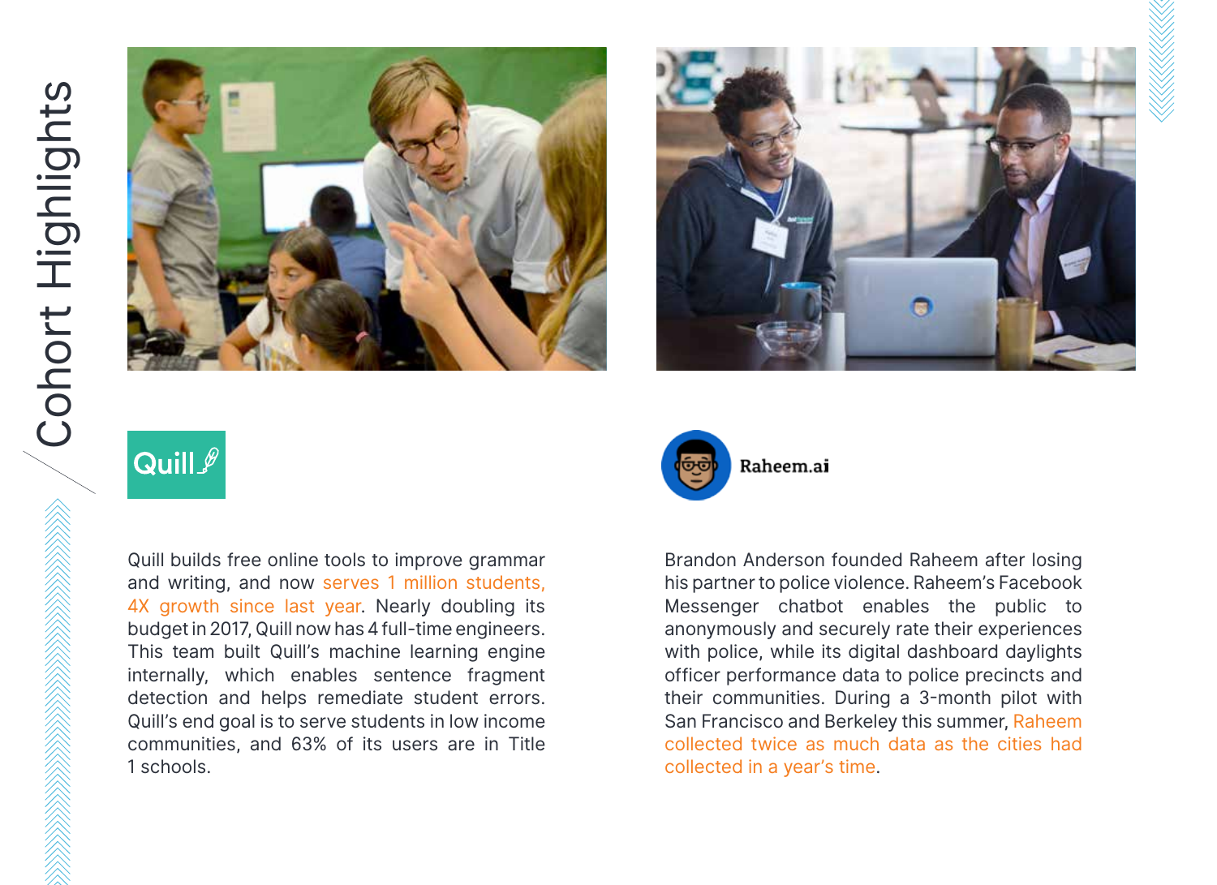# Cohort Highlights

## Quill

Quill builds free online tools to improve grammar and writing, and now serves 1 million students, 4X growth since last year. Nearly doubling its budget in 2017, Quill now has 4 full-time engineers. This team built Quill's machine learning engine internally, which enables sentence fragment detection and helps remediate student errors. Quill's end goal is to serve students in low income communities, and 63% of its users are in Title 1 schools.

## Raheem.ai

Brandon Anderson founded Raheem after losing his partner to police violence. Raheem's Facebook Messenger chatbot enables the public to anonymously and securely rate their experiences with police, while its digital dashboard daylights officer performance data to police precincts and their communities. During a 3-month pilot with San Francisco and Berkeley this summer, Raheem collected twice as much data as the cities had collected in a year's time.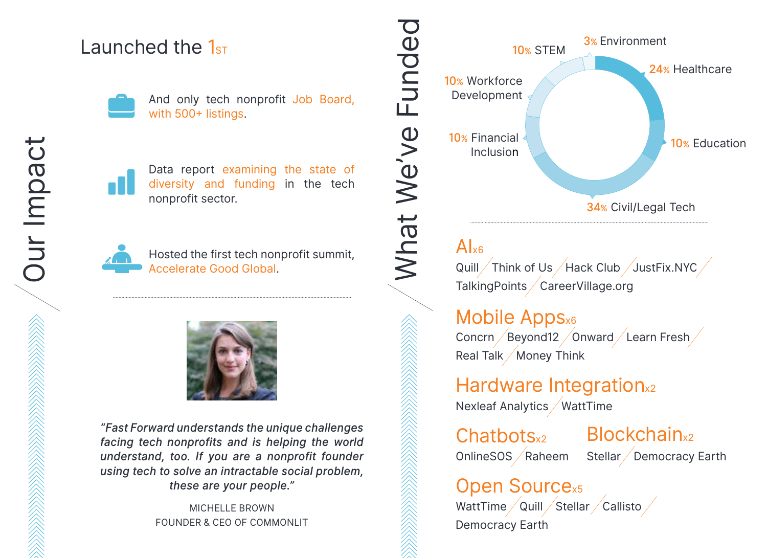# Our Impact

## Launched the 1st

And only tech nonprofit Job Board, with 500+ listings.

Data report examining the state of diversity and funding in the tech nonprofit sector.

Hosted the first tech nonprofit summit, Accelerate Good Global.

*"Fast Forward understands the unique challenges facing tech nonprofits and is helping the world understand, too. If you are a nonprofit founder using tech to solve an intractable social problem, these are your people."*

MICHELLE BROWN
FOUNDER & CEO OF COMMONLIT

# What We've Funded

- 3% Environment
- 24% Healthcare
- 10% Education
- 34% Civil/Legal Tech
- 10% Financial Inclusion
- 10% Workforce Development
- 10% STEM

## AI x6

Quill / Think of Us / Hack Club / JustFix.NYC / TalkingPoints / CareerVillage.org

## Mobile Apps x6

Concrn / Beyond12 / Onward / Learn Fresh / Real Talk / Money Think

## Hardware Integration x2

Nexleaf Analytics / WattTime

## Chatbots x2

OnlineSOS / Raheem

## Blockchain x2

Stellar / Democracy Earth

## Open Source x5

WattTime / Quill / Stellar / Callisto / Democracy Earth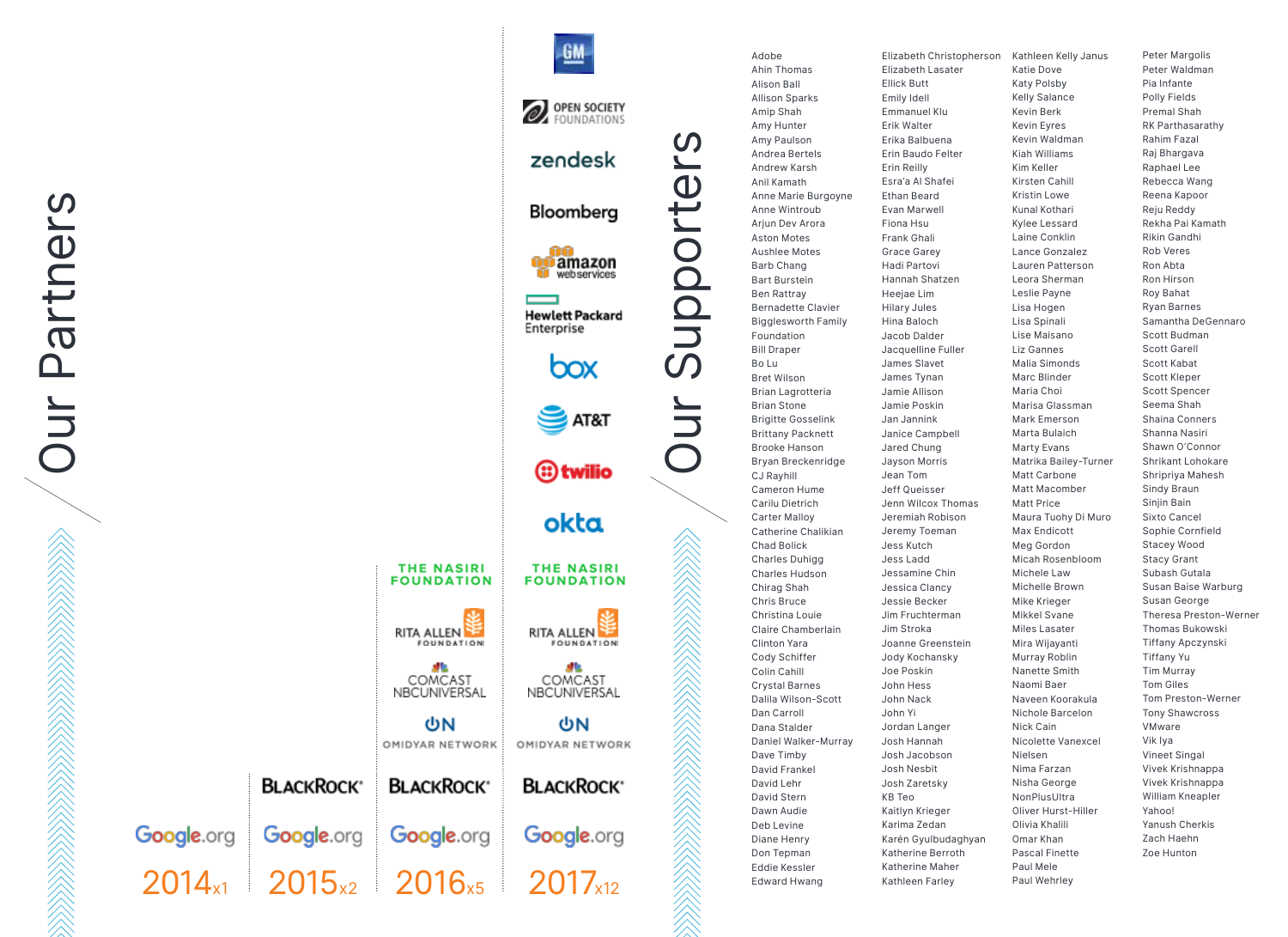# Our Partners

**2014** x1
Google.org

**2015** x2
BlackRock
Google.org

**2016** x5
The Nasiri Foundation
Rita Allen Foundation
Comcast NBCUniversal
Omidyar Network
BlackRock
Google.org

**2017** x12
GM
Open Society Foundations
zendesk
Bloomberg
amazon webservices
Hewlett Packard Enterprise
box
AT&T
twilio
okta
The Nasiri Foundation
Rita Allen Foundation
Comcast NBCUniversal
Omidyar Network
BlackRock
Google.org

# Our Supporters

Adobe
Ahin Thomas
Alison Ball
Allison Sparks
Amip Shah
Amy Hunter
Amy Paulson
Andrea Bertels
Andrew Karsh
Anil Kamath
Anne Marie Burgoyne
Anne Wintroub
Arjun Dev Arora
Aston Motes
Aushlee Motes
Barb Chang
Bart Burstein
Ben Rattray
Bernadette Clavier
Bigglesworth Family Foundation
Bill Draper
Bo Lu
Bret Wilson
Brian Lagrotteria
Brian Stone
Brigitte Gosselink
Brittany Packnett
Brooke Hanson
Bryan Breckenridge
CJ Rayhill
Cameron Hume
Carilu Dietrich
Carter Malloy
Catherine Chalikian
Chad Bolick
Charles Duhigg
Charles Hudson
Chirag Shah
Chris Bruce
Christina Louie
Claire Chamberlain
Clinton Yara
Cody Schiffer
Colin Cahill
Crystal Barnes
Dalila Wilson-Scott
Dan Carroll
Dana Stalder
Daniel Walker-Murray
Dave Timby
David Frankel
David Lehr
David Stern
Dawn Audie
Deb Levine
Diane Henry
Don Tepman
Eddie Kessler
Edward Hwang
Elizabeth Christopherson
Elizabeth Lasater
Ellick Butt
Emily Idell
Emmanuel Klu
Erik Walter
Erika Balbuena
Erin Baudo Felter
Erin Reilly
Esra'a Al Shafei
Ethan Beard
Evan Marwell
Fiona Hsu
Frank Ghali
Grace Garey
Hadi Partovi
Hannah Shatzen
Heejae Lim
Hilary Jules
Hina Baloch
Jacob Dalder
Jacquelline Fuller
James Slavet
James Tynan
Jamie Allison
Jamie Poskin
Jan Jannink
Janice Campbell
Jared Chung
Jayson Morris
Jean Tom
Jeff Queisser
Jenn Wilcox Thomas
Jeremiah Robison
Jeremy Toeman
Jess Kutch
Jess Ladd
Jessamine Chin
Jessica Clancy
Jessie Becker
Jim Fruchterman
Jim Stroka
Joanne Greenstein
Jody Kochansky
Joe Poskin
John Hess
John Nack
John Yi
Jordan Langer
Josh Hannah
Josh Jacobson
Josh Nesbit
Josh Zaretsky
KB Teo
Kaitlyn Krieger
Karima Zedan
Karén Gyulbudaghyan
Katherine Berroth
Katherine Maher
Kathleen Farley
Kathleen Kelly Janus
Katie Dove
Katy Polsby
Kelly Salance
Kevin Berk
Kevin Eyres
Kevin Waldman
Kiah Williams
Kim Keller
Kirsten Cahill
Kristin Lowe
Kunal Kothari
Kylee Lessard
Laine Conklin
Lance Gonzalez
Lauren Patterson
Leora Sherman
Leslie Payne
Lisa Hogen
Lisa Spinali
Lise Maisano
Liz Gannes
Malia Simonds
Marc Blinder
Maria Choi
Marisa Glassman
Mark Emerson
Marta Bulaich
Marty Evans
Matrika Bailey-Turner
Matt Carbone
Matt Macomber
Matt Price
Maura Tuohy Di Muro
Max Endicott
Meg Gordon
Micah Rosenbloom
Michele Law
Michelle Brown
Mike Krieger
Mikkel Svane
Miles Lasater
Mira Wijayanti
Murray Roblin
Nanette Smith
Naomi Baer
Naveen Koorakula
Nichole Barcelon
Nick Cain
Nicolette Vanexcel
Nielsen
Nima Farzan
Nisha George
NonPlusUltra
Oliver Hurst-Hiller
Olivia Khalili
Omar Khan
Pascal Finette
Paul Mele
Paul Wehrley
Peter Margolis
Peter Waldman
Pia Infante
Polly Fields
Premal Shah
RK Parthasarathy
Rahim Fazal
Raj Bhargava
Raphael Lee
Rebecca Wang
Reena Kapoor
Reju Reddy
Rekha Pai Kamath
Rikin Gandhi
Rob Veres
Ron Abta
Ron Hirson
Roy Bahat
Ryan Barnes
Samantha DeGennaro
Scott Budman
Scott Garell
Scott Kabat
Scott Kleper
Scott Spencer
Seema Shah
Shaina Conners
Shanna Nasiri
Shawn O'Connor
Shrikant Lohokare
Shripriya Mahesh
Sindy Braun
Sinjin Bain
Sixto Cancel
Sophie Cornfield
Stacey Wood
Stacy Grant
Subash Gutala
Susan Baise Warburg
Susan George
Theresa Preston-Werner
Thomas Bukowski
Tiffany Apczynski
Tiffany Yu
Tim Murray
Tom Giles
Tom Preston-Werner
Tony Shawcross
VMware
Vik Iya
Vineet Singal
Vivek Krishnappa
Vivek Krishnappa
William Kneapler
Yahoo!
Yanush Cherkis
Zach Haehn
Zoe Hunton